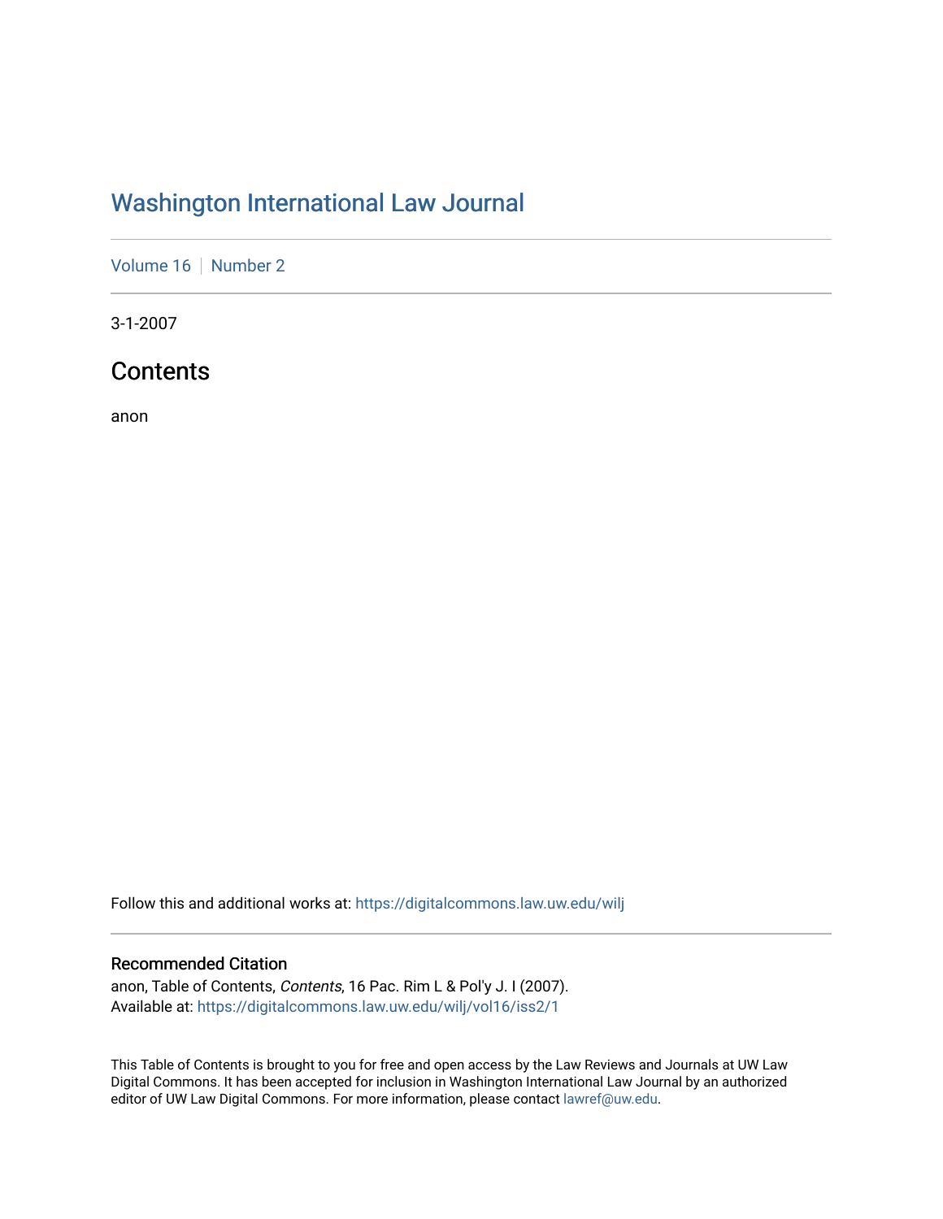# Washington International Law Journal

Volume 16 | Number 2

3-1-2007

## Contents

anon

Follow this and additional works at: https://digitalcommons.law.uw.edu/wilj

### Recommended Citation

anon, Table of Contents, *Contents*, 16 Pac. Rim L & Pol'y J. I (2007).
Available at: https://digitalcommons.law.uw.edu/wilj/vol16/iss2/1

This Table of Contents is brought to you for free and open access by the Law Reviews and Journals at UW Law Digital Commons. It has been accepted for inclusion in Washington International Law Journal by an authorized editor of UW Law Digital Commons. For more information, please contact lawref@uw.edu.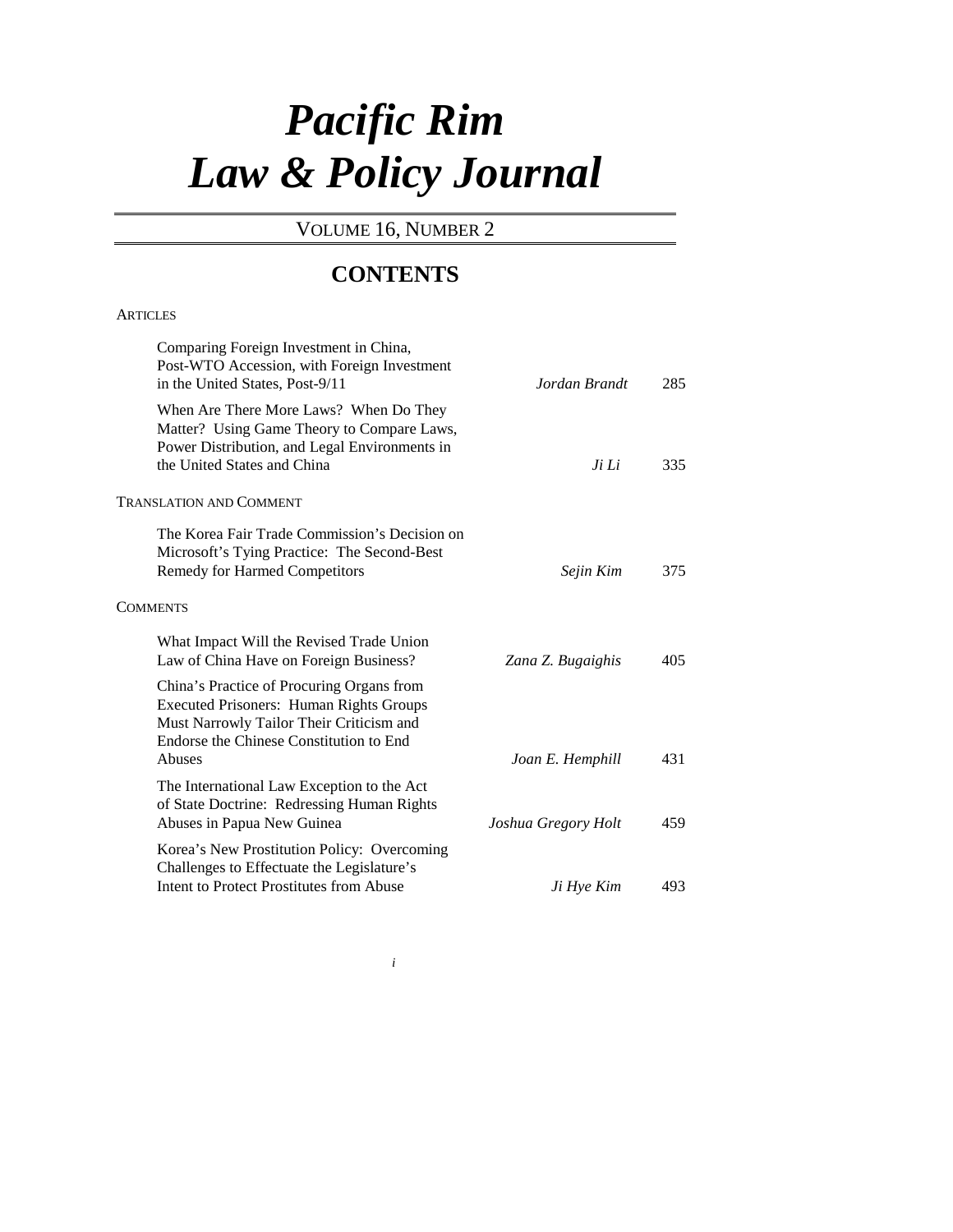# *Pacific Rim Law & Policy Journal*

VOLUME 16, NUMBER 2

## CONTENTS

ARTICLES

| | | |
|---|---|---|
| Comparing Foreign Investment in China, Post-WTO Accession, with Foreign Investment in the United States, Post-9/11 | *Jordan Brandt* | 285 |
| When Are There More Laws? When Do They Matter? Using Game Theory to Compare Laws, Power Distribution, and Legal Environments in the United States and China | *Ji Li* | 335 |

TRANSLATION AND COMMENT

| | | |
|---|---|---|
| The Korea Fair Trade Commission's Decision on Microsoft's Tying Practice: The Second-Best Remedy for Harmed Competitors | *Sejin Kim* | 375 |

COMMENTS

| | | |
|---|---|---|
| What Impact Will the Revised Trade Union Law of China Have on Foreign Business? | *Zana Z. Bugaighis* | 405 |
| China's Practice of Procuring Organs from Executed Prisoners: Human Rights Groups Must Narrowly Tailor Their Criticism and Endorse the Chinese Constitution to End Abuses | *Joan E. Hemphill* | 431 |
| The International Law Exception to the Act of State Doctrine: Redressing Human Rights Abuses in Papua New Guinea | *Joshua Gregory Holt* | 459 |
| Korea's New Prostitution Policy: Overcoming Challenges to Effectuate the Legislature's Intent to Protect Prostitutes from Abuse | *Ji Hye Kim* | 493 |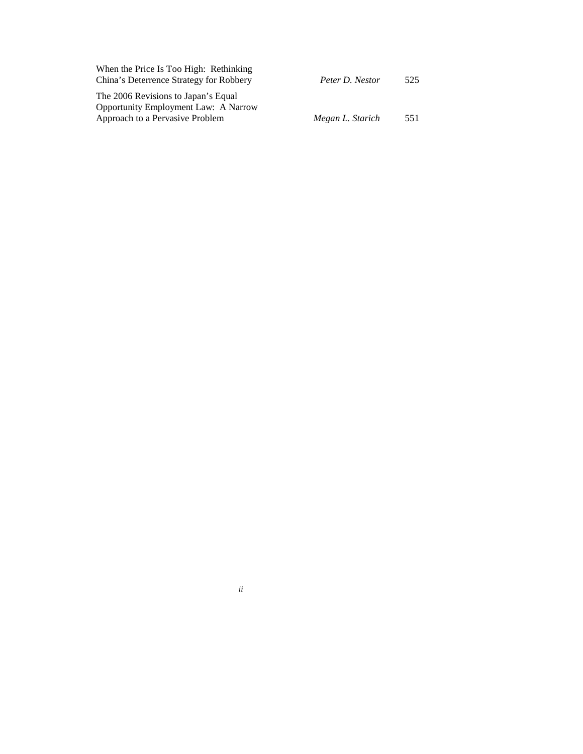| | | |
|---|---|---|
| When the Price Is Too High: Rethinking China's Deterrence Strategy for Robbery | *Peter D. Nestor* | 525 |
| The 2006 Revisions to Japan's Equal Opportunity Employment Law: A Narrow Approach to a Pervasive Problem | *Megan L. Starich* | 551 |